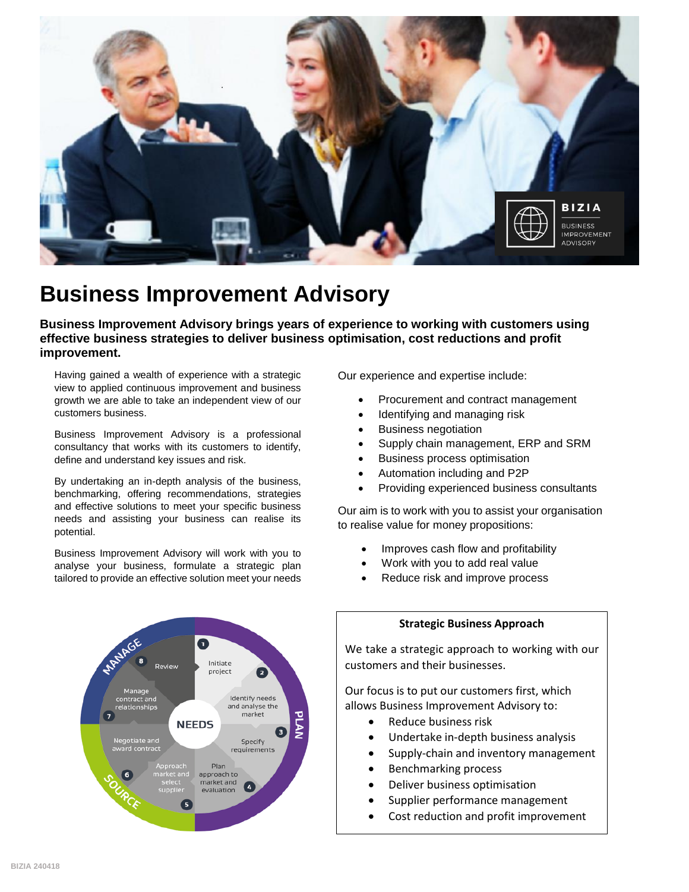# Business Improvement Advisory

**Business Improvement Advisory brings years of experience to working with customers using effective business strategies to deliver business optimisation, cost reductions and profit improvement.**

Having gained a wealth of experience with a strategic view to applied continuous improvement and business growth we are able to take an independent view of our customers business.

Business Improvement Advisory is a professional consultancy that works with its customers to identify, define and understand key issues and risk.

By undertaking an in-depth analysis of the business, benchmarking, offering recommendations, strategies and effective solutions to meet your specific business needs and assisting your business can realise its potential.

Business Improvement Advisory will work with you to analyse your business, formulate a strategic plan tailored to provide an effective solution meet your needs

Our experience and expertise include:

- Procurement and contract management
- Identifying and managing risk
- Business negotiation
- Supply chain management, ERP and SRM
- Business process optimisation
- Automation including and P2P
- Providing experienced business consultants

Our aim is to work with you to assist your organisation to realise value for money propositions:

- Improves cash flow and profitability
- Work with you to add real value
- Reduce risk and improve process

### Strategic Business Approach

We take a strategic approach to working with our customers and their businesses.

Our focus is to put our customers first, which allows Business Improvement Advisory to:

- Reduce business risk
- Undertake in-depth business analysis
- Supply-chain and inventory management
- Benchmarking process
- Deliver business optimisation
- Supplier performance management
- Cost reduction and profit improvement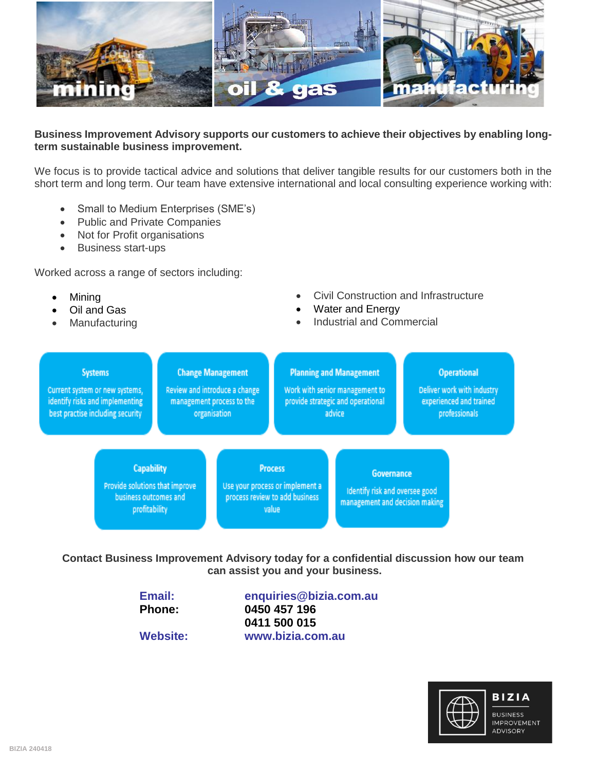mining

oil & gas

manufacturing

**Business Improvement Advisory supports our customers to achieve their objectives by enabling long-term sustainable business improvement.**

We focus is to provide tactical advice and solutions that deliver tangible results for our customers both in the short term and long term. Our team have extensive international and local consulting experience working with:

- Small to Medium Enterprises (SME's)
- Public and Private Companies
- Not for Profit organisations
- Business start-ups

Worked across a range of sectors including:

- Mining
- Oil and Gas
- Manufacturing
- Civil Construction and Infrastructure
- Water and Energy
- Industrial and Commercial

**Systems**
Current system or new systems, identify risks and implementing best practise including security

**Change Management**
Review and introduce a change management process to the organisation

**Planning and Management**
Work with senior management to provide strategic and operational advice

**Operational**
Deliver work with industry experienced and trained professionals

**Capability**
Provide solutions that improve business outcomes and profitability

**Process**
Use your process or implement a process review to add business value

**Governance**
Identify risk and oversee good management and decision making

**Contact Business Improvement Advisory today for a confidential discussion how our team can assist you and your business.**

**Email:** enquiries@bizia.com.au
**Phone:** 0450 457 196
0411 500 015
**Website:** www.bizia.com.au

BIZIA
BUSINESS IMPROVEMENT ADVISORY

BIZIA 240418